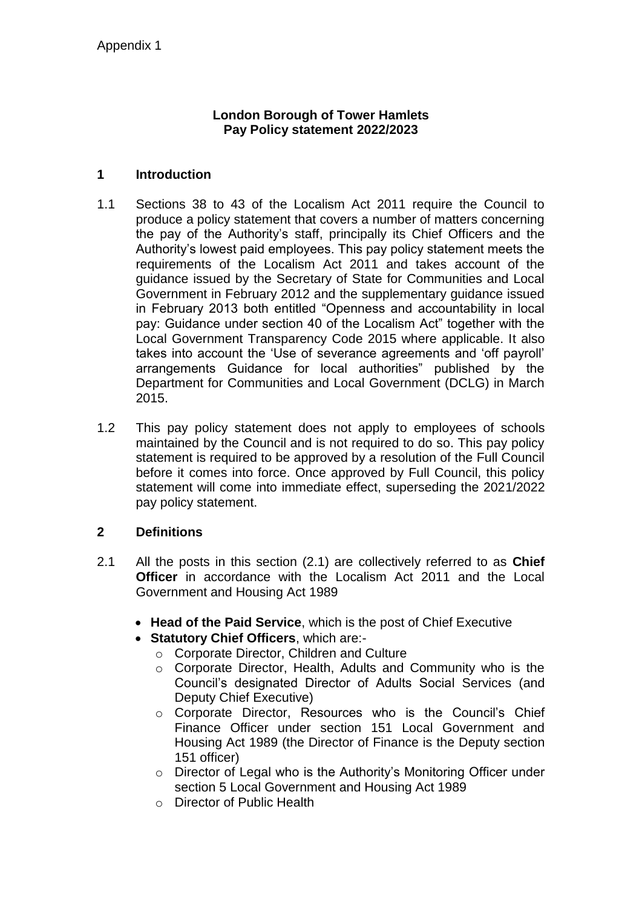Appendix 1

# London Borough of Tower Hamlets
# Pay Policy statement 2022/2023

## 1 Introduction

1.1 Sections 38 to 43 of the Localism Act 2011 require the Council to produce a policy statement that covers a number of matters concerning the pay of the Authority's staff, principally its Chief Officers and the Authority's lowest paid employees. This pay policy statement meets the requirements of the Localism Act 2011 and takes account of the guidance issued by the Secretary of State for Communities and Local Government in February 2012 and the supplementary guidance issued in February 2013 both entitled "Openness and accountability in local pay: Guidance under section 40 of the Localism Act" together with the Local Government Transparency Code 2015 where applicable. It also takes into account the 'Use of severance agreements and 'off payroll' arrangements Guidance for local authorities" published by the Department for Communities and Local Government (DCLG) in March 2015.

1.2 This pay policy statement does not apply to employees of schools maintained by the Council and is not required to do so. This pay policy statement is required to be approved by a resolution of the Full Council before it comes into force. Once approved by Full Council, this policy statement will come into immediate effect, superseding the 2021/2022 pay policy statement.

## 2 Definitions

2.1 All the posts in this section (2.1) are collectively referred to as **Chief Officer** in accordance with the Localism Act 2011 and the Local Government and Housing Act 1989

- **Head of the Paid Service**, which is the post of Chief Executive
- **Statutory Chief Officers**, which are:-
  - Corporate Director, Children and Culture
  - Corporate Director, Health, Adults and Community who is the Council's designated Director of Adults Social Services (and Deputy Chief Executive)
  - Corporate Director, Resources who is the Council's Chief Finance Officer under section 151 Local Government and Housing Act 1989 (the Director of Finance is the Deputy section 151 officer)
  - Director of Legal who is the Authority's Monitoring Officer under section 5 Local Government and Housing Act 1989
  - Director of Public Health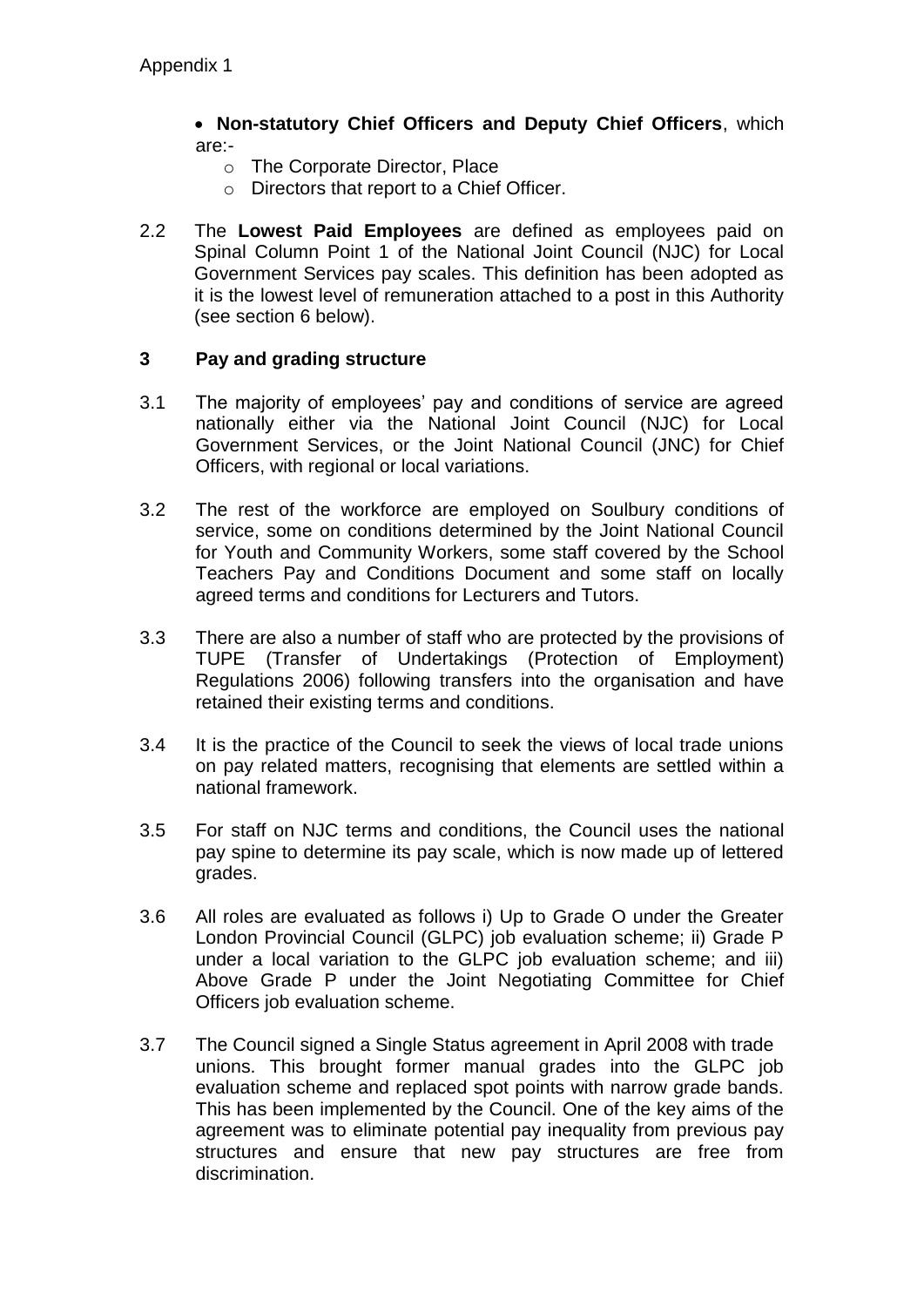Appendix 1

- **Non-statutory Chief Officers and Deputy Chief Officers**, which are:-
  - The Corporate Director, Place
  - Directors that report to a Chief Officer.

2.2 The **Lowest Paid Employees** are defined as employees paid on Spinal Column Point 1 of the National Joint Council (NJC) for Local Government Services pay scales. This definition has been adopted as it is the lowest level of remuneration attached to a post in this Authority (see section 6 below).

## 3 Pay and grading structure

3.1 The majority of employees' pay and conditions of service are agreed nationally either via the National Joint Council (NJC) for Local Government Services, or the Joint National Council (JNC) for Chief Officers, with regional or local variations.

3.2 The rest of the workforce are employed on Soulbury conditions of service, some on conditions determined by the Joint National Council for Youth and Community Workers, some staff covered by the School Teachers Pay and Conditions Document and some staff on locally agreed terms and conditions for Lecturers and Tutors.

3.3 There are also a number of staff who are protected by the provisions of TUPE (Transfer of Undertakings (Protection of Employment) Regulations 2006) following transfers into the organisation and have retained their existing terms and conditions.

3.4 It is the practice of the Council to seek the views of local trade unions on pay related matters, recognising that elements are settled within a national framework.

3.5 For staff on NJC terms and conditions, the Council uses the national pay spine to determine its pay scale, which is now made up of lettered grades.

3.6 All roles are evaluated as follows i) Up to Grade O under the Greater London Provincial Council (GLPC) job evaluation scheme; ii) Grade P under a local variation to the GLPC job evaluation scheme; and iii) Above Grade P under the Joint Negotiating Committee for Chief Officers job evaluation scheme.

3.7 The Council signed a Single Status agreement in April 2008 with trade unions. This brought former manual grades into the GLPC job evaluation scheme and replaced spot points with narrow grade bands. This has been implemented by the Council. One of the key aims of the agreement was to eliminate potential pay inequality from previous pay structures and ensure that new pay structures are free from discrimination.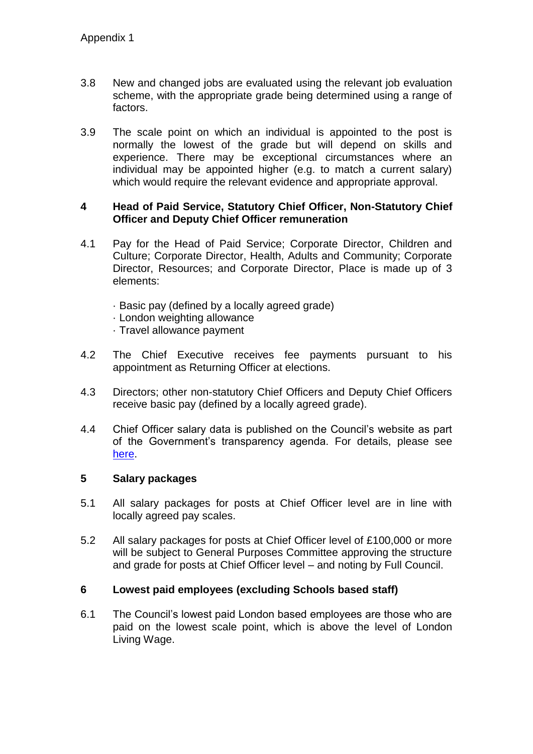3.8 New and changed jobs are evaluated using the relevant job evaluation scheme, with the appropriate grade being determined using a range of factors.

3.9 The scale point on which an individual is appointed to the post is normally the lowest of the grade but will depend on skills and experience. There may be exceptional circumstances where an individual may be appointed higher (e.g. to match a current salary) which would require the relevant evidence and appropriate approval.

## 4 Head of Paid Service, Statutory Chief Officer, Non-Statutory Chief Officer and Deputy Chief Officer remuneration

4.1 Pay for the Head of Paid Service; Corporate Director, Children and Culture; Corporate Director, Health, Adults and Community; Corporate Director, Resources; and Corporate Director, Place is made up of 3 elements:

- Basic pay (defined by a locally agreed grade)
- London weighting allowance
- Travel allowance payment

4.2 The Chief Executive receives fee payments pursuant to his appointment as Returning Officer at elections.

4.3 Directors; other non-statutory Chief Officers and Deputy Chief Officers receive basic pay (defined by a locally agreed grade).

4.4 Chief Officer salary data is published on the Council's website as part of the Government's transparency agenda. For details, please see here.

## 5 Salary packages

5.1 All salary packages for posts at Chief Officer level are in line with locally agreed pay scales.

5.2 All salary packages for posts at Chief Officer level of £100,000 or more will be subject to General Purposes Committee approving the structure and grade for posts at Chief Officer level – and noting by Full Council.

## 6 Lowest paid employees (excluding Schools based staff)

6.1 The Council's lowest paid London based employees are those who are paid on the lowest scale point, which is above the level of London Living Wage.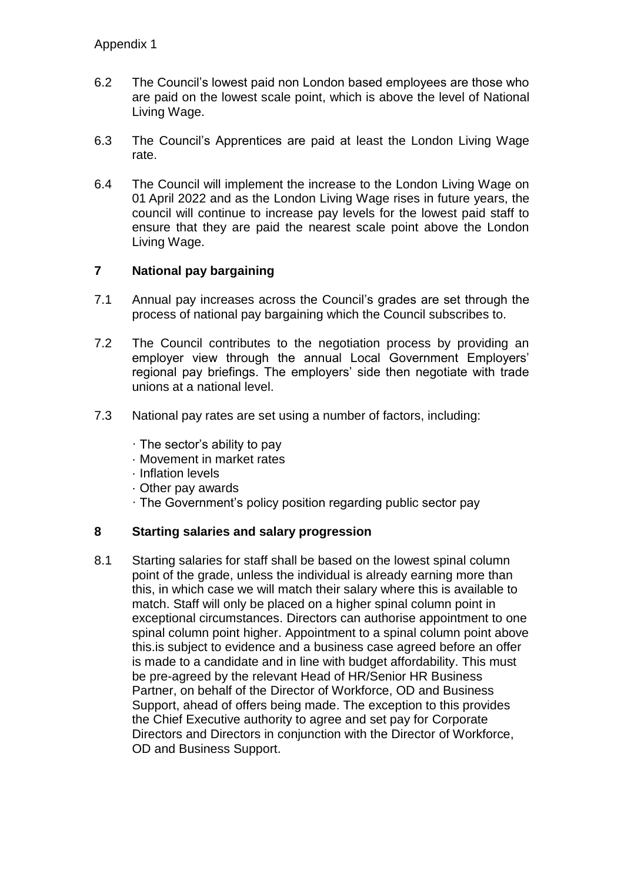Appendix 1

6.2 The Council's lowest paid non London based employees are those who are paid on the lowest scale point, which is above the level of National Living Wage.

6.3 The Council's Apprentices are paid at least the London Living Wage rate.

6.4 The Council will implement the increase to the London Living Wage on 01 April 2022 and as the London Living Wage rises in future years, the council will continue to increase pay levels for the lowest paid staff to ensure that they are paid the nearest scale point above the London Living Wage.

## 7 National pay bargaining

7.1 Annual pay increases across the Council's grades are set through the process of national pay bargaining which the Council subscribes to.

7.2 The Council contributes to the negotiation process by providing an employer view through the annual Local Government Employers' regional pay briefings. The employers' side then negotiate with trade unions at a national level.

7.3 National pay rates are set using a number of factors, including:

- The sector's ability to pay
- Movement in market rates
- Inflation levels
- Other pay awards
- The Government's policy position regarding public sector pay

## 8 Starting salaries and salary progression

8.1 Starting salaries for staff shall be based on the lowest spinal column point of the grade, unless the individual is already earning more than this, in which case we will match their salary where this is available to match. Staff will only be placed on a higher spinal column point in exceptional circumstances. Directors can authorise appointment to one spinal column point higher. Appointment to a spinal column point above this.is subject to evidence and a business case agreed before an offer is made to a candidate and in line with budget affordability. This must be pre-agreed by the relevant Head of HR/Senior HR Business Partner, on behalf of the Director of Workforce, OD and Business Support, ahead of offers being made. The exception to this provides the Chief Executive authority to agree and set pay for Corporate Directors and Directors in conjunction with the Director of Workforce, OD and Business Support.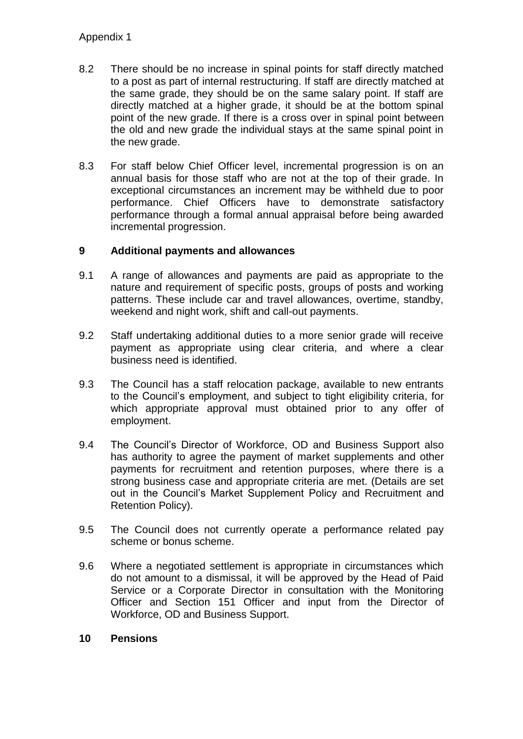8.2 There should be no increase in spinal points for staff directly matched to a post as part of internal restructuring. If staff are directly matched at the same grade, they should be on the same salary point. If staff are directly matched at a higher grade, it should be at the bottom spinal point of the new grade. If there is a cross over in spinal point between the old and new grade the individual stays at the same spinal point in the new grade.

8.3 For staff below Chief Officer level, incremental progression is on an annual basis for those staff who are not at the top of their grade. In exceptional circumstances an increment may be withheld due to poor performance. Chief Officers have to demonstrate satisfactory performance through a formal annual appraisal before being awarded incremental progression.

## 9 Additional payments and allowances

9.1 A range of allowances and payments are paid as appropriate to the nature and requirement of specific posts, groups of posts and working patterns. These include car and travel allowances, overtime, standby, weekend and night work, shift and call-out payments.

9.2 Staff undertaking additional duties to a more senior grade will receive payment as appropriate using clear criteria, and where a clear business need is identified.

9.3 The Council has a staff relocation package, available to new entrants to the Council's employment, and subject to tight eligibility criteria, for which appropriate approval must obtained prior to any offer of employment.

9.4 The Council's Director of Workforce, OD and Business Support also has authority to agree the payment of market supplements and other payments for recruitment and retention purposes, where there is a strong business case and appropriate criteria are met. (Details are set out in the Council's Market Supplement Policy and Recruitment and Retention Policy).

9.5 The Council does not currently operate a performance related pay scheme or bonus scheme.

9.6 Where a negotiated settlement is appropriate in circumstances which do not amount to a dismissal, it will be approved by the Head of Paid Service or a Corporate Director in consultation with the Monitoring Officer and Section 151 Officer and input from the Director of Workforce, OD and Business Support.

## 10 Pensions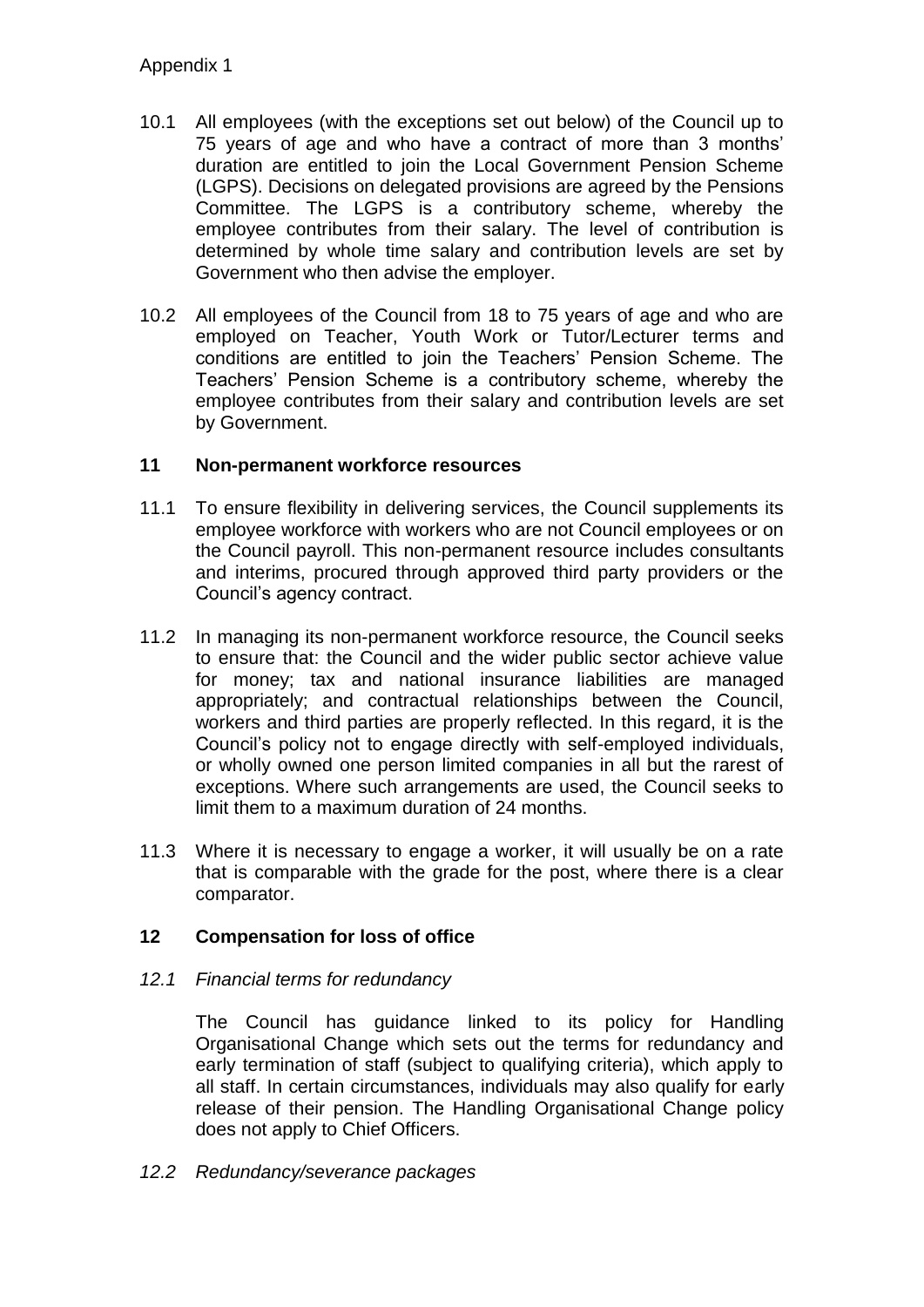Appendix 1

10.1 All employees (with the exceptions set out below) of the Council up to 75 years of age and who have a contract of more than 3 months' duration are entitled to join the Local Government Pension Scheme (LGPS). Decisions on delegated provisions are agreed by the Pensions Committee. The LGPS is a contributory scheme, whereby the employee contributes from their salary. The level of contribution is determined by whole time salary and contribution levels are set by Government who then advise the employer.

10.2 All employees of the Council from 18 to 75 years of age and who are employed on Teacher, Youth Work or Tutor/Lecturer terms and conditions are entitled to join the Teachers' Pension Scheme. The Teachers' Pension Scheme is a contributory scheme, whereby the employee contributes from their salary and contribution levels are set by Government.

## 11 Non-permanent workforce resources

11.1 To ensure flexibility in delivering services, the Council supplements its employee workforce with workers who are not Council employees or on the Council payroll. This non-permanent resource includes consultants and interims, procured through approved third party providers or the Council's agency contract.

11.2 In managing its non-permanent workforce resource, the Council seeks to ensure that: the Council and the wider public sector achieve value for money; tax and national insurance liabilities are managed appropriately; and contractual relationships between the Council, workers and third parties are properly reflected. In this regard, it is the Council's policy not to engage directly with self-employed individuals, or wholly owned one person limited companies in all but the rarest of exceptions. Where such arrangements are used, the Council seeks to limit them to a maximum duration of 24 months.

11.3 Where it is necessary to engage a worker, it will usually be on a rate that is comparable with the grade for the post, where there is a clear comparator.

## 12 Compensation for loss of office

*12.1 Financial terms for redundancy*

The Council has guidance linked to its policy for Handling Organisational Change which sets out the terms for redundancy and early termination of staff (subject to qualifying criteria), which apply to all staff. In certain circumstances, individuals may also qualify for early release of their pension. The Handling Organisational Change policy does not apply to Chief Officers.

*12.2 Redundancy/severance packages*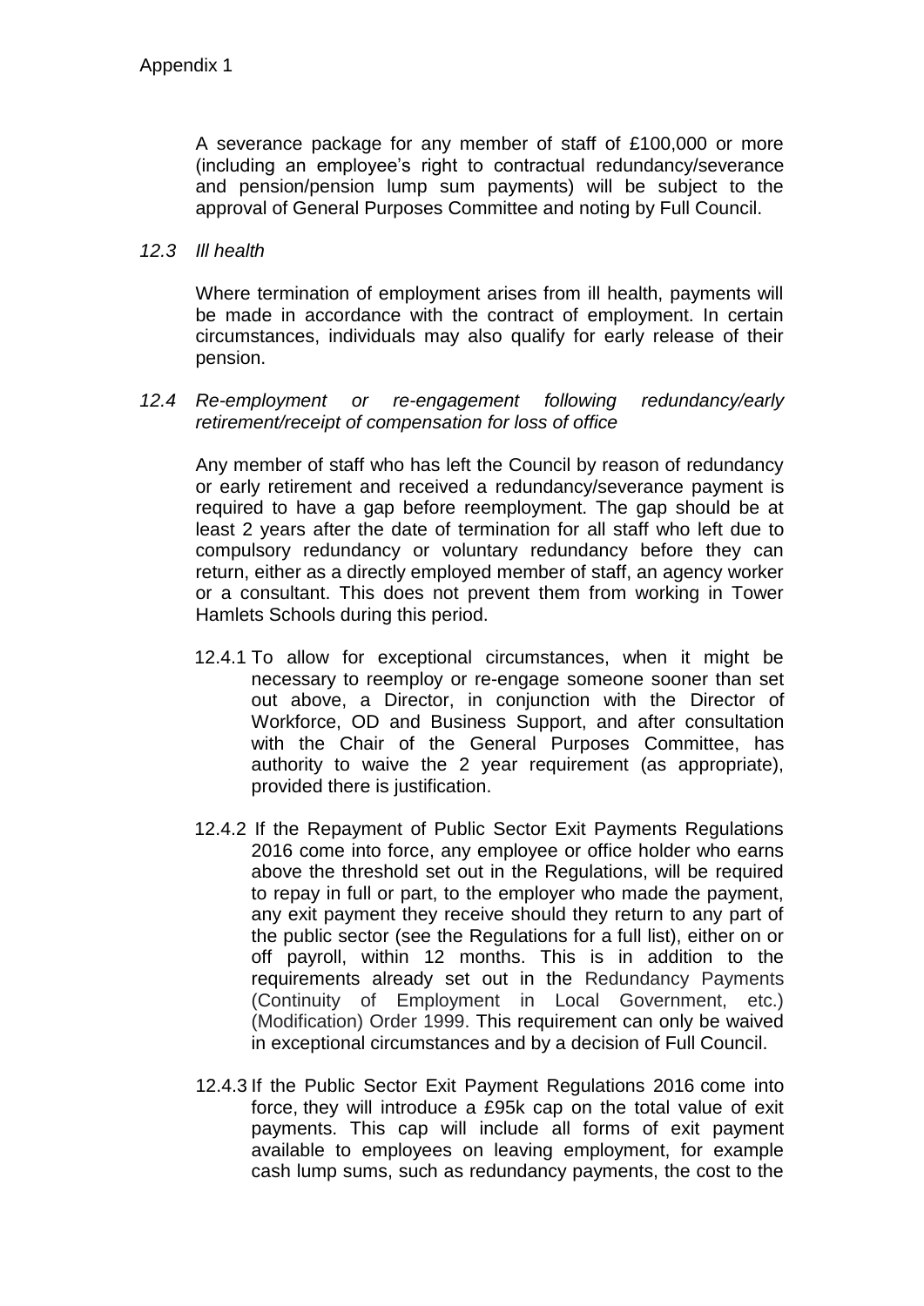Appendix 1

A severance package for any member of staff of £100,000 or more (including an employee's right to contractual redundancy/severance and pension/pension lump sum payments) will be subject to the approval of General Purposes Committee and noting by Full Council.

*12.3 Ill health*

Where termination of employment arises from ill health, payments will be made in accordance with the contract of employment. In certain circumstances, individuals may also qualify for early release of their pension.

*12.4 Re-employment or re-engagement following redundancy/early retirement/receipt of compensation for loss of office*

Any member of staff who has left the Council by reason of redundancy or early retirement and received a redundancy/severance payment is required to have a gap before reemployment. The gap should be at least 2 years after the date of termination for all staff who left due to compulsory redundancy or voluntary redundancy before they can return, either as a directly employed member of staff, an agency worker or a consultant. This does not prevent them from working in Tower Hamlets Schools during this period.

12.4.1 To allow for exceptional circumstances, when it might be necessary to reemploy or re-engage someone sooner than set out above, a Director, in conjunction with the Director of Workforce, OD and Business Support, and after consultation with the Chair of the General Purposes Committee, has authority to waive the 2 year requirement (as appropriate), provided there is justification.

12.4.2 If the Repayment of Public Sector Exit Payments Regulations 2016 come into force, any employee or office holder who earns above the threshold set out in the Regulations, will be required to repay in full or part, to the employer who made the payment, any exit payment they receive should they return to any part of the public sector (see the Regulations for a full list), either on or off payroll, within 12 months. This is in addition to the requirements already set out in the Redundancy Payments (Continuity of Employment in Local Government, etc.) (Modification) Order 1999. This requirement can only be waived in exceptional circumstances and by a decision of Full Council.

12.4.3 If the Public Sector Exit Payment Regulations 2016 come into force, they will introduce a £95k cap on the total value of exit payments. This cap will include all forms of exit payment available to employees on leaving employment, for example cash lump sums, such as redundancy payments, the cost to the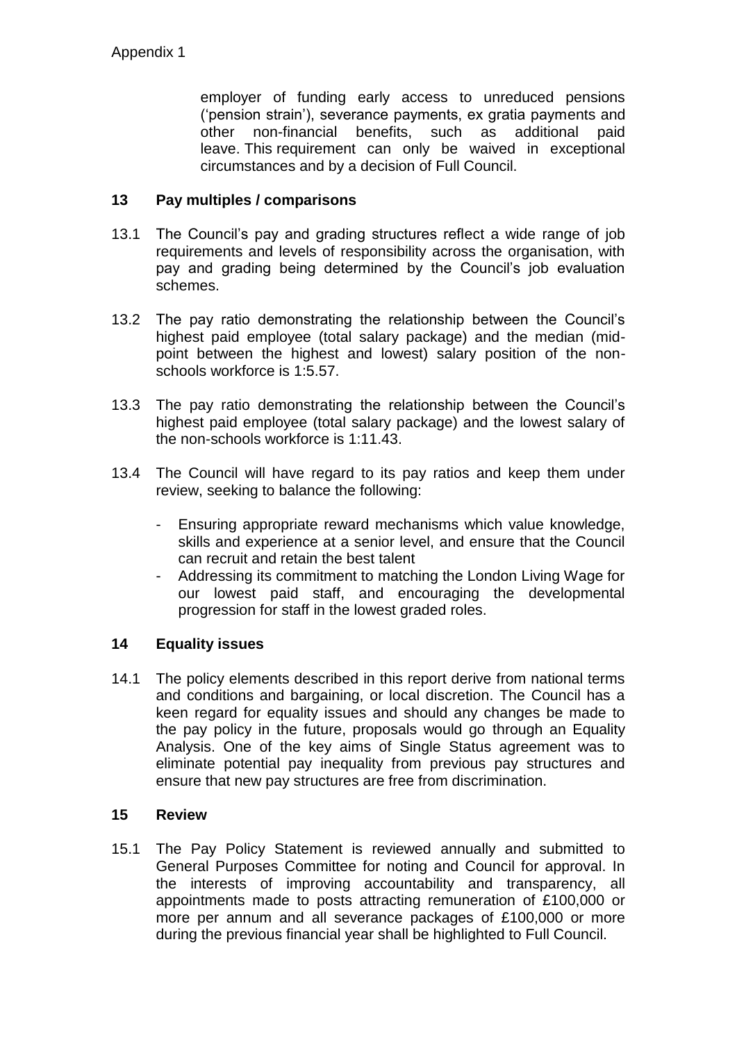employer of funding early access to unreduced pensions ('pension strain'), severance payments, ex gratia payments and other non-financial benefits, such as additional paid leave. This requirement can only be waived in exceptional circumstances and by a decision of Full Council.

## 13 Pay multiples / comparisons

13.1 The Council's pay and grading structures reflect a wide range of job requirements and levels of responsibility across the organisation, with pay and grading being determined by the Council's job evaluation schemes.

13.2 The pay ratio demonstrating the relationship between the Council's highest paid employee (total salary package) and the median (mid-point between the highest and lowest) salary position of the non-schools workforce is 1:5.57.

13.3 The pay ratio demonstrating the relationship between the Council's highest paid employee (total salary package) and the lowest salary of the non-schools workforce is 1:11.43.

13.4 The Council will have regard to its pay ratios and keep them under review, seeking to balance the following:

- Ensuring appropriate reward mechanisms which value knowledge, skills and experience at a senior level, and ensure that the Council can recruit and retain the best talent
- Addressing its commitment to matching the London Living Wage for our lowest paid staff, and encouraging the developmental progression for staff in the lowest graded roles.

## 14 Equality issues

14.1 The policy elements described in this report derive from national terms and conditions and bargaining, or local discretion. The Council has a keen regard for equality issues and should any changes be made to the pay policy in the future, proposals would go through an Equality Analysis. One of the key aims of Single Status agreement was to eliminate potential pay inequality from previous pay structures and ensure that new pay structures are free from discrimination.

## 15 Review

15.1 The Pay Policy Statement is reviewed annually and submitted to General Purposes Committee for noting and Council for approval. In the interests of improving accountability and transparency, all appointments made to posts attracting remuneration of £100,000 or more per annum and all severance packages of £100,000 or more during the previous financial year shall be highlighted to Full Council.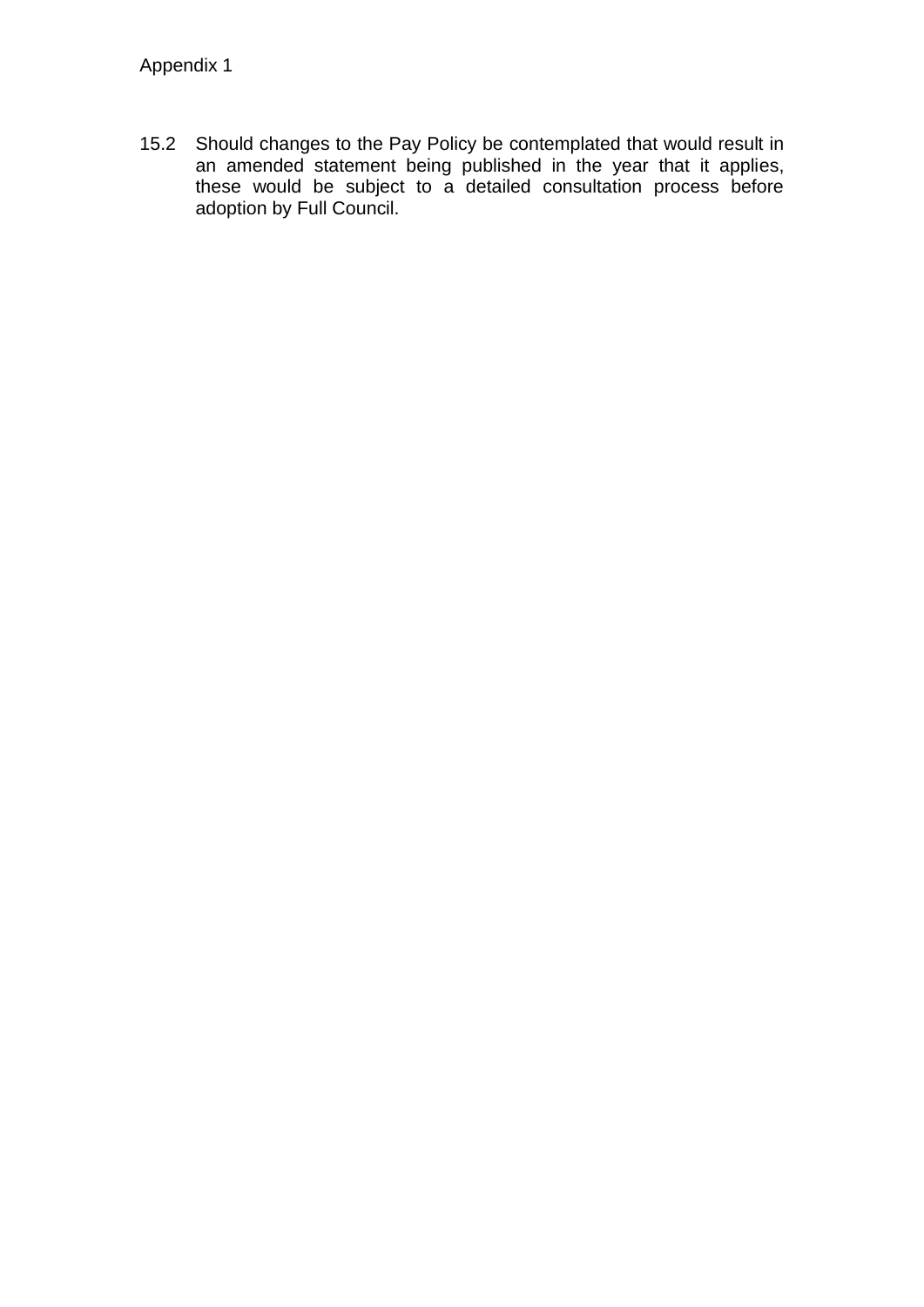15.2 Should changes to the Pay Policy be contemplated that would result in an amended statement being published in the year that it applies, these would be subject to a detailed consultation process before adoption by Full Council.